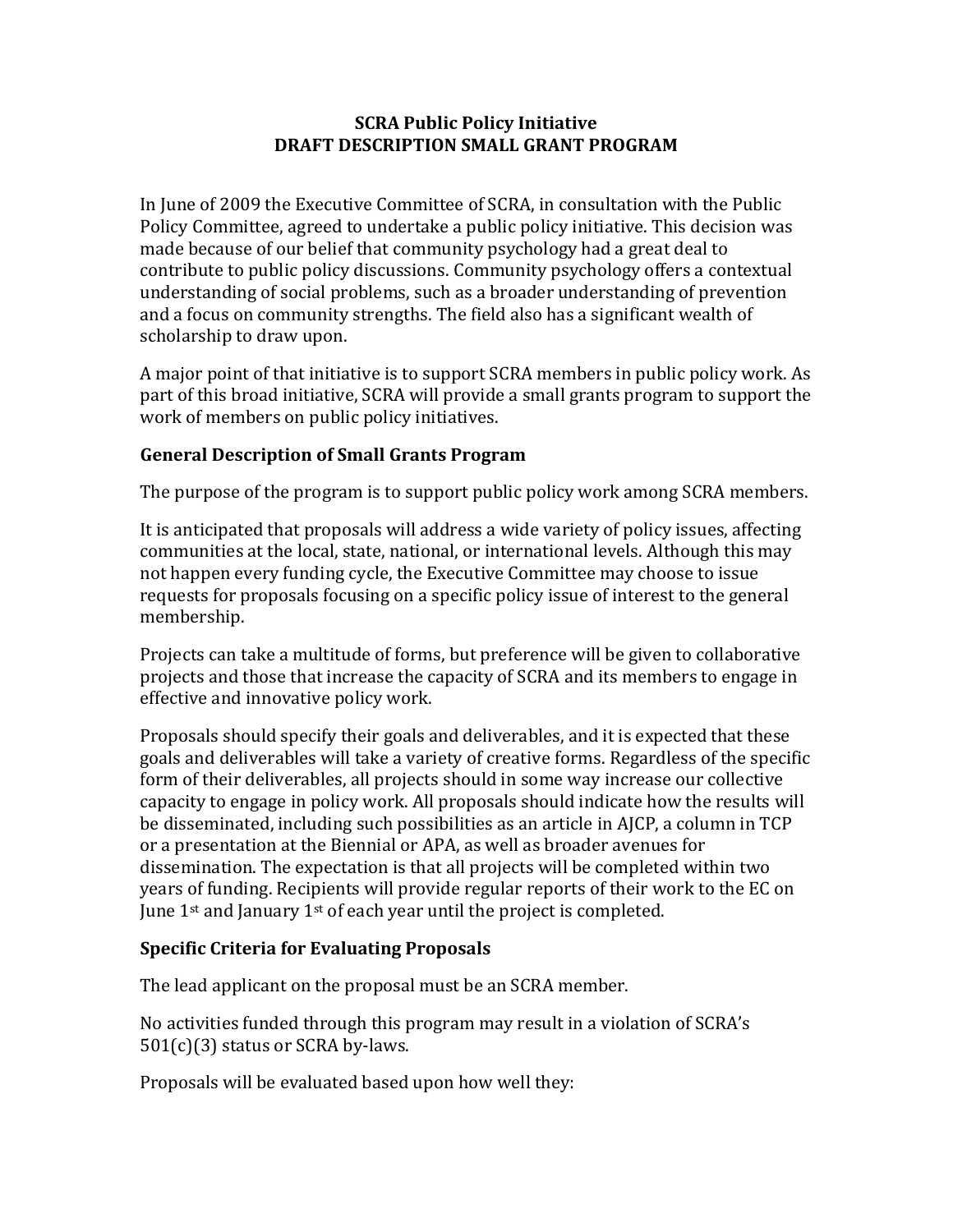**SCRA Public Policy Initiative**
**DRAFT DESCRIPTION SMALL GRANT PROGRAM**

In June of 2009 the Executive Committee of SCRA, in consultation with the Public Policy Committee, agreed to undertake a public policy initiative. This decision was made because of our belief that community psychology had a great deal to contribute to public policy discussions. Community psychology offers a contextual understanding of social problems, such as a broader understanding of prevention and a focus on community strengths. The field also has a significant wealth of scholarship to draw upon.

A major point of that initiative is to support SCRA members in public policy work. As part of this broad initiative, SCRA will provide a small grants program to support the work of members on public policy initiatives.

### General Description of Small Grants Program

The purpose of the program is to support public policy work among SCRA members.

It is anticipated that proposals will address a wide variety of policy issues, affecting communities at the local, state, national, or international levels. Although this may not happen every funding cycle, the Executive Committee may choose to issue requests for proposals focusing on a specific policy issue of interest to the general membership.

Projects can take a multitude of forms, but preference will be given to collaborative projects and those that increase the capacity of SCRA and its members to engage in effective and innovative policy work.

Proposals should specify their goals and deliverables, and it is expected that these goals and deliverables will take a variety of creative forms. Regardless of the specific form of their deliverables, all projects should in some way increase our collective capacity to engage in policy work. All proposals should indicate how the results will be disseminated, including such possibilities as an article in AJCP, a column in TCP or a presentation at the Biennial or APA, as well as broader avenues for dissemination. The expectation is that all projects will be completed within two years of funding. Recipients will provide regular reports of their work to the EC on June 1st and January 1st of each year until the project is completed.

### Specific Criteria for Evaluating Proposals

The lead applicant on the proposal must be an SCRA member.

No activities funded through this program may result in a violation of SCRA's 501(c)(3) status or SCRA by-laws.

Proposals will be evaluated based upon how well they: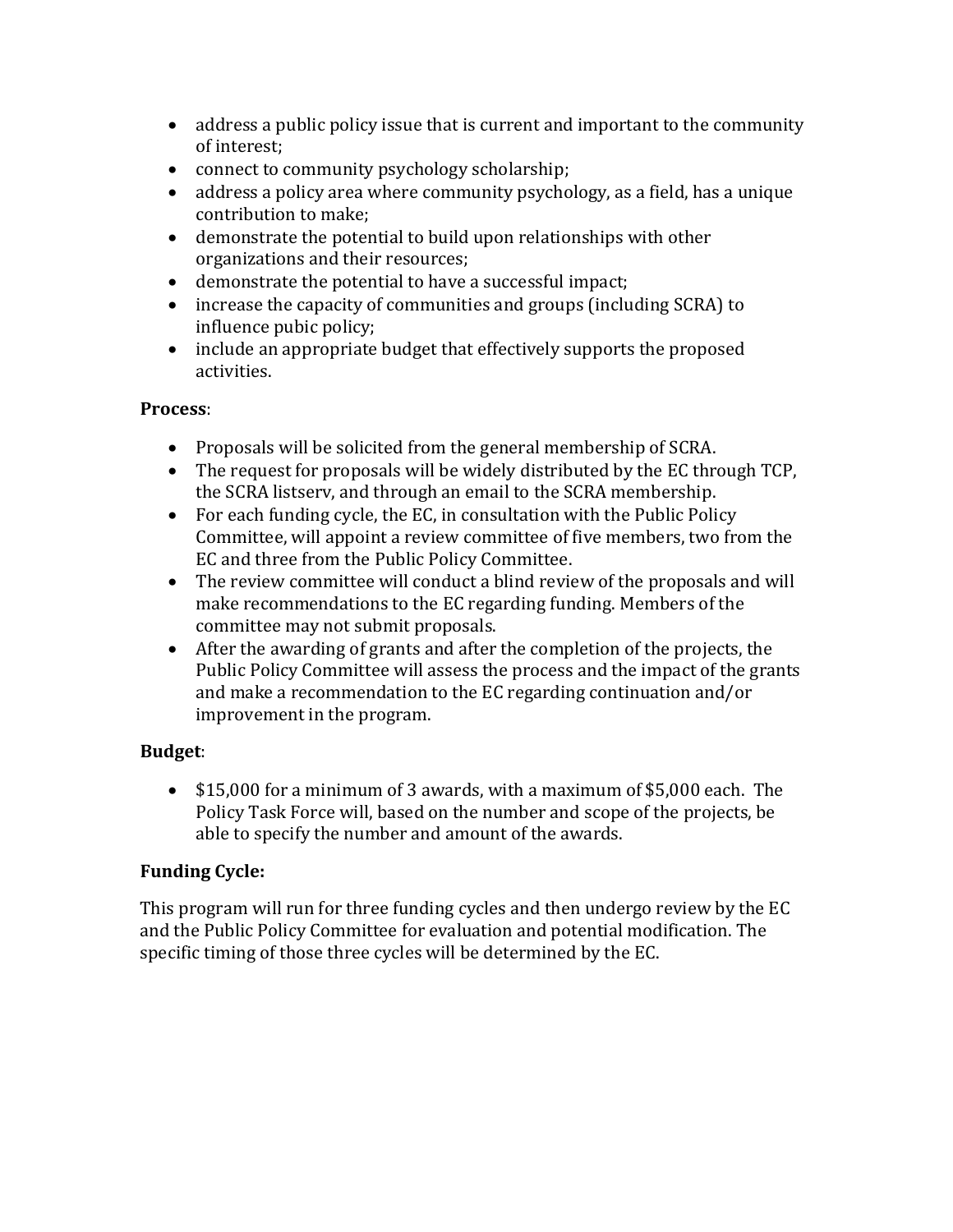- address a public policy issue that is current and important to the community of interest;
- connect to community psychology scholarship;
- address a policy area where community psychology, as a field, has a unique contribution to make;
- demonstrate the potential to build upon relationships with other organizations and their resources;
- demonstrate the potential to have a successful impact;
- increase the capacity of communities and groups (including SCRA) to influence pubic policy;
- include an appropriate budget that effectively supports the proposed activities.

**Process**:

- Proposals will be solicited from the general membership of SCRA.
- The request for proposals will be widely distributed by the EC through TCP, the SCRA listserv, and through an email to the SCRA membership.
- For each funding cycle, the EC, in consultation with the Public Policy Committee, will appoint a review committee of five members, two from the EC and three from the Public Policy Committee.
- The review committee will conduct a blind review of the proposals and will make recommendations to the EC regarding funding. Members of the committee may not submit proposals.
- After the awarding of grants and after the completion of the projects, the Public Policy Committee will assess the process and the impact of the grants and make a recommendation to the EC regarding continuation and/or improvement in the program.

**Budget**:

- $15,000 for a minimum of 3 awards, with a maximum of $5,000 each. The Policy Task Force will, based on the number and scope of the projects, be able to specify the number and amount of the awards.

**Funding Cycle:**

This program will run for three funding cycles and then undergo review by the EC and the Public Policy Committee for evaluation and potential modification. The specific timing of those three cycles will be determined by the EC.